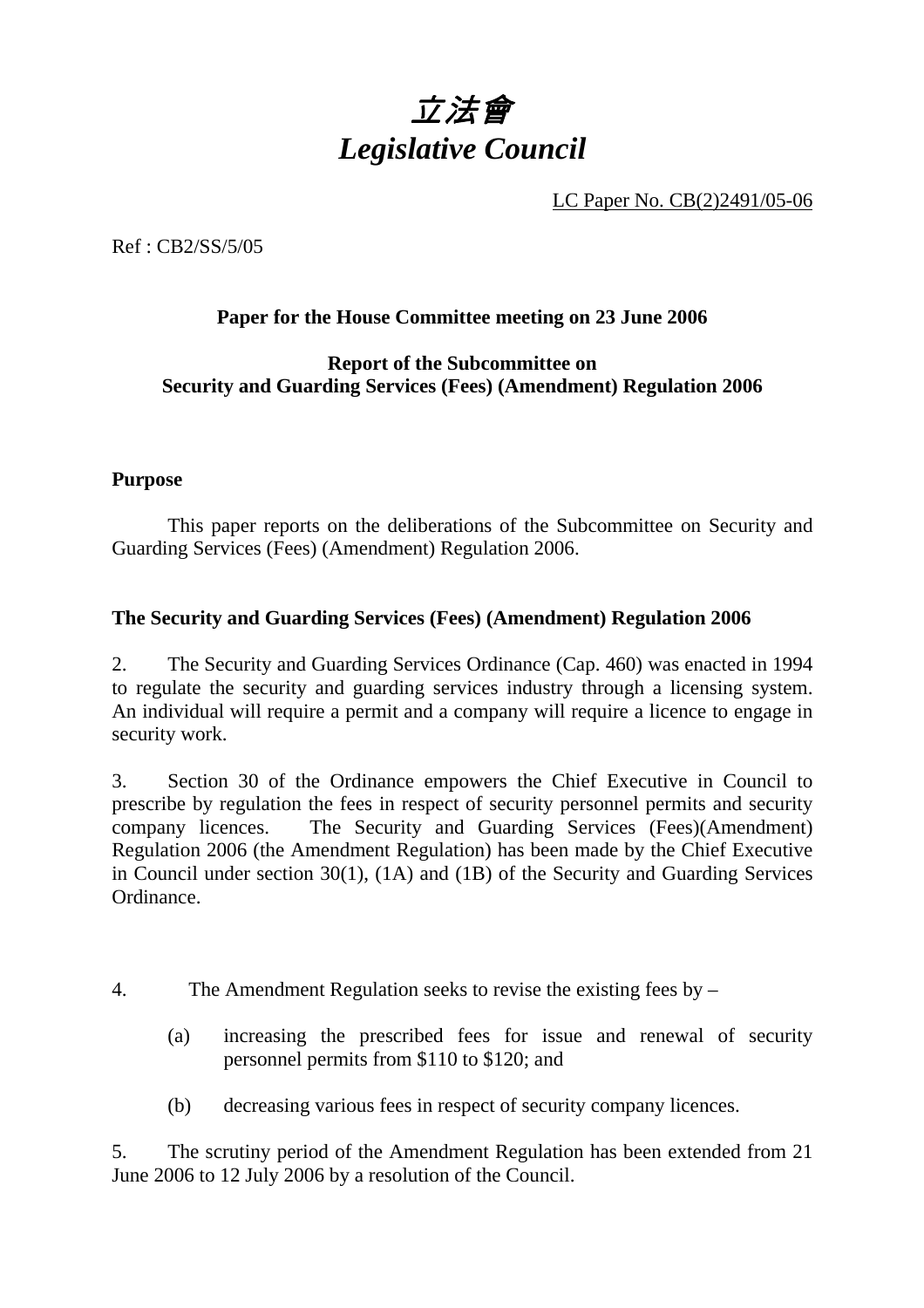# *立法會*
# *Legislative Council*

LC Paper No. CB(2)2491/05-06

Ref : CB2/SS/5/05

**Paper for the House Committee meeting on 23 June 2006**

**Report of the Subcommittee on**
**Security and Guarding Services (Fees) (Amendment) Regulation 2006**

## Purpose

This paper reports on the deliberations of the Subcommittee on Security and Guarding Services (Fees) (Amendment) Regulation 2006.

## The Security and Guarding Services (Fees) (Amendment) Regulation 2006

2. The Security and Guarding Services Ordinance (Cap. 460) was enacted in 1994 to regulate the security and guarding services industry through a licensing system. An individual will require a permit and a company will require a licence to engage in security work.

3. Section 30 of the Ordinance empowers the Chief Executive in Council to prescribe by regulation the fees in respect of security personnel permits and security company licences. The Security and Guarding Services (Fees)(Amendment) Regulation 2006 (the Amendment Regulation) has been made by the Chief Executive in Council under section 30(1), (1A) and (1B) of the Security and Guarding Services Ordinance.

4. The Amendment Regulation seeks to revise the existing fees by –

   (a) increasing the prescribed fees for issue and renewal of security personnel permits from $110 to $120; and

   (b) decreasing various fees in respect of security company licences.

5. The scrutiny period of the Amendment Regulation has been extended from 21 June 2006 to 12 July 2006 by a resolution of the Council.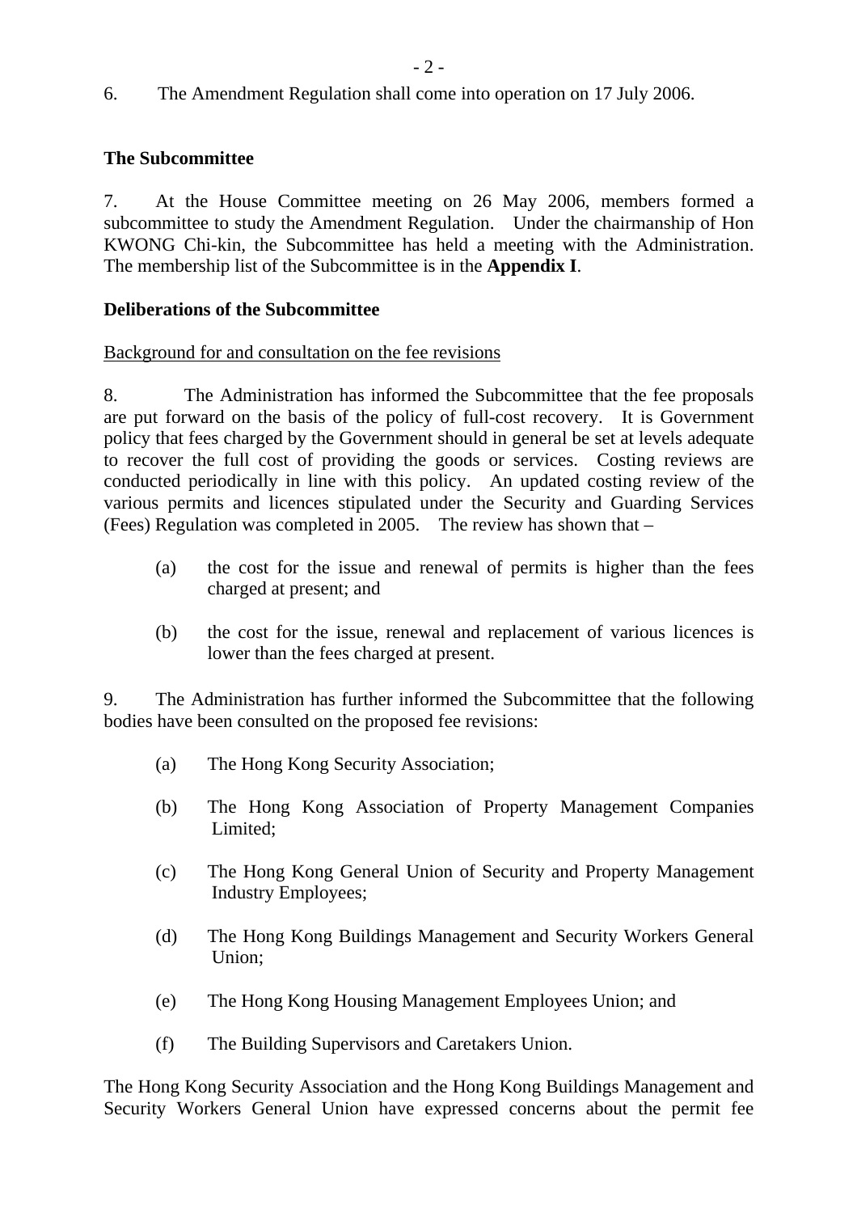6. The Amendment Regulation shall come into operation on 17 July 2006.

**The Subcommittee**

7. At the House Committee meeting on 26 May 2006, members formed a subcommittee to study the Amendment Regulation. Under the chairmanship of Hon KWONG Chi-kin, the Subcommittee has held a meeting with the Administration. The membership list of the Subcommittee is in the **Appendix I**.

**Deliberations of the Subcommittee**

Background for and consultation on the fee revisions

8. The Administration has informed the Subcommittee that the fee proposals are put forward on the basis of the policy of full-cost recovery. It is Government policy that fees charged by the Government should in general be set at levels adequate to recover the full cost of providing the goods or services. Costing reviews are conducted periodically in line with this policy. An updated costing review of the various permits and licences stipulated under the Security and Guarding Services (Fees) Regulation was completed in 2005. The review has shown that –

(a) the cost for the issue and renewal of permits is higher than the fees charged at present; and

(b) the cost for the issue, renewal and replacement of various licences is lower than the fees charged at present.

9. The Administration has further informed the Subcommittee that the following bodies have been consulted on the proposed fee revisions:

(a) The Hong Kong Security Association;

(b) The Hong Kong Association of Property Management Companies Limited;

(c) The Hong Kong General Union of Security and Property Management Industry Employees;

(d) The Hong Kong Buildings Management and Security Workers General Union;

(e) The Hong Kong Housing Management Employees Union; and

(f) The Building Supervisors and Caretakers Union.

The Hong Kong Security Association and the Hong Kong Buildings Management and Security Workers General Union have expressed concerns about the permit fee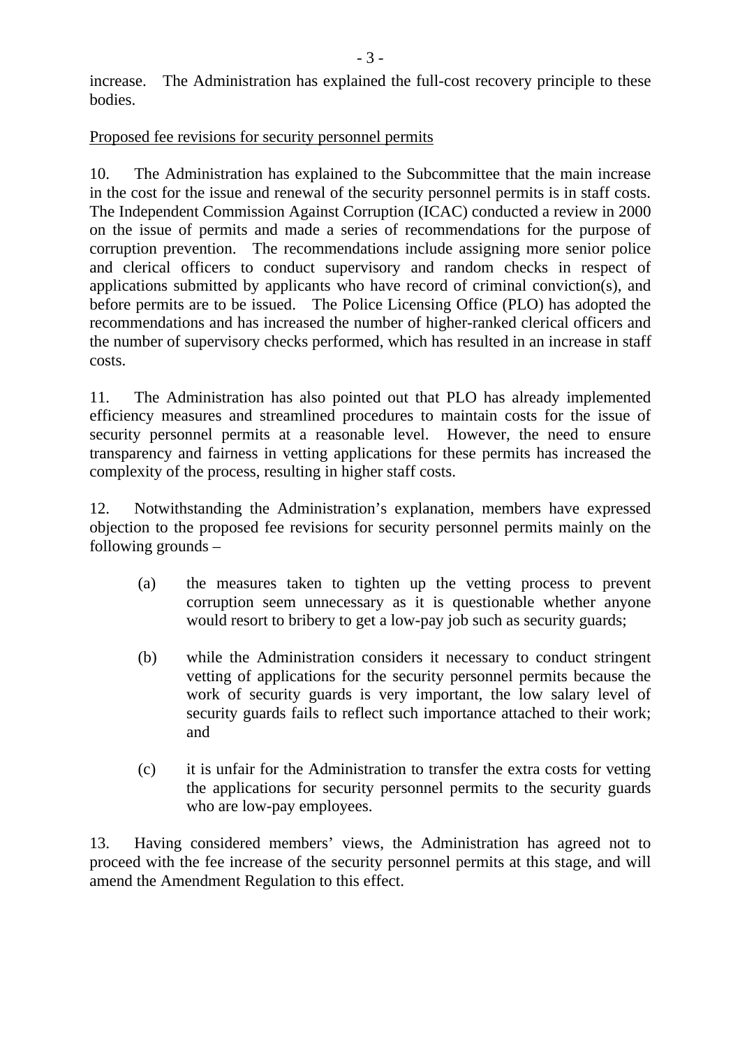increase. The Administration has explained the full-cost recovery principle to these bodies.

<u>Proposed fee revisions for security personnel permits</u>

10. The Administration has explained to the Subcommittee that the main increase in the cost for the issue and renewal of the security personnel permits is in staff costs. The Independent Commission Against Corruption (ICAC) conducted a review in 2000 on the issue of permits and made a series of recommendations for the purpose of corruption prevention. The recommendations include assigning more senior police and clerical officers to conduct supervisory and random checks in respect of applications submitted by applicants who have record of criminal conviction(s), and before permits are to be issued. The Police Licensing Office (PLO) has adopted the recommendations and has increased the number of higher-ranked clerical officers and the number of supervisory checks performed, which has resulted in an increase in staff costs.

11. The Administration has also pointed out that PLO has already implemented efficiency measures and streamlined procedures to maintain costs for the issue of security personnel permits at a reasonable level. However, the need to ensure transparency and fairness in vetting applications for these permits has increased the complexity of the process, resulting in higher staff costs.

12. Notwithstanding the Administration's explanation, members have expressed objection to the proposed fee revisions for security personnel permits mainly on the following grounds –

(a) the measures taken to tighten up the vetting process to prevent corruption seem unnecessary as it is questionable whether anyone would resort to bribery to get a low-pay job such as security guards;

(b) while the Administration considers it necessary to conduct stringent vetting of applications for the security personnel permits because the work of security guards is very important, the low salary level of security guards fails to reflect such importance attached to their work; and

(c) it is unfair for the Administration to transfer the extra costs for vetting the applications for security personnel permits to the security guards who are low-pay employees.

13. Having considered members' views, the Administration has agreed not to proceed with the fee increase of the security personnel permits at this stage, and will amend the Amendment Regulation to this effect.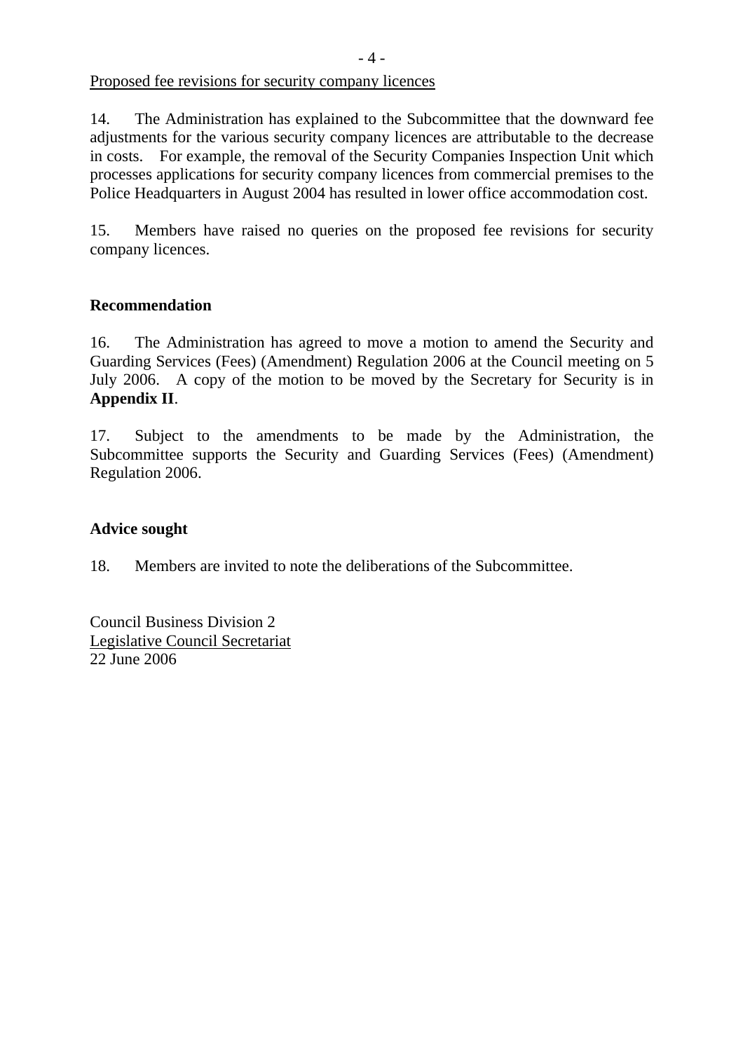Proposed fee revisions for security company licences

14. The Administration has explained to the Subcommittee that the downward fee adjustments for the various security company licences are attributable to the decrease in costs. For example, the removal of the Security Companies Inspection Unit which processes applications for security company licences from commercial premises to the Police Headquarters in August 2004 has resulted in lower office accommodation cost.

15. Members have raised no queries on the proposed fee revisions for security company licences.

**Recommendation**

16. The Administration has agreed to move a motion to amend the Security and Guarding Services (Fees) (Amendment) Regulation 2006 at the Council meeting on 5 July 2006. A copy of the motion to be moved by the Secretary for Security is in **Appendix II**.

17. Subject to the amendments to be made by the Administration, the Subcommittee supports the Security and Guarding Services (Fees) (Amendment) Regulation 2006.

**Advice sought**

18. Members are invited to note the deliberations of the Subcommittee.

Council Business Division 2
Legislative Council Secretariat
22 June 2006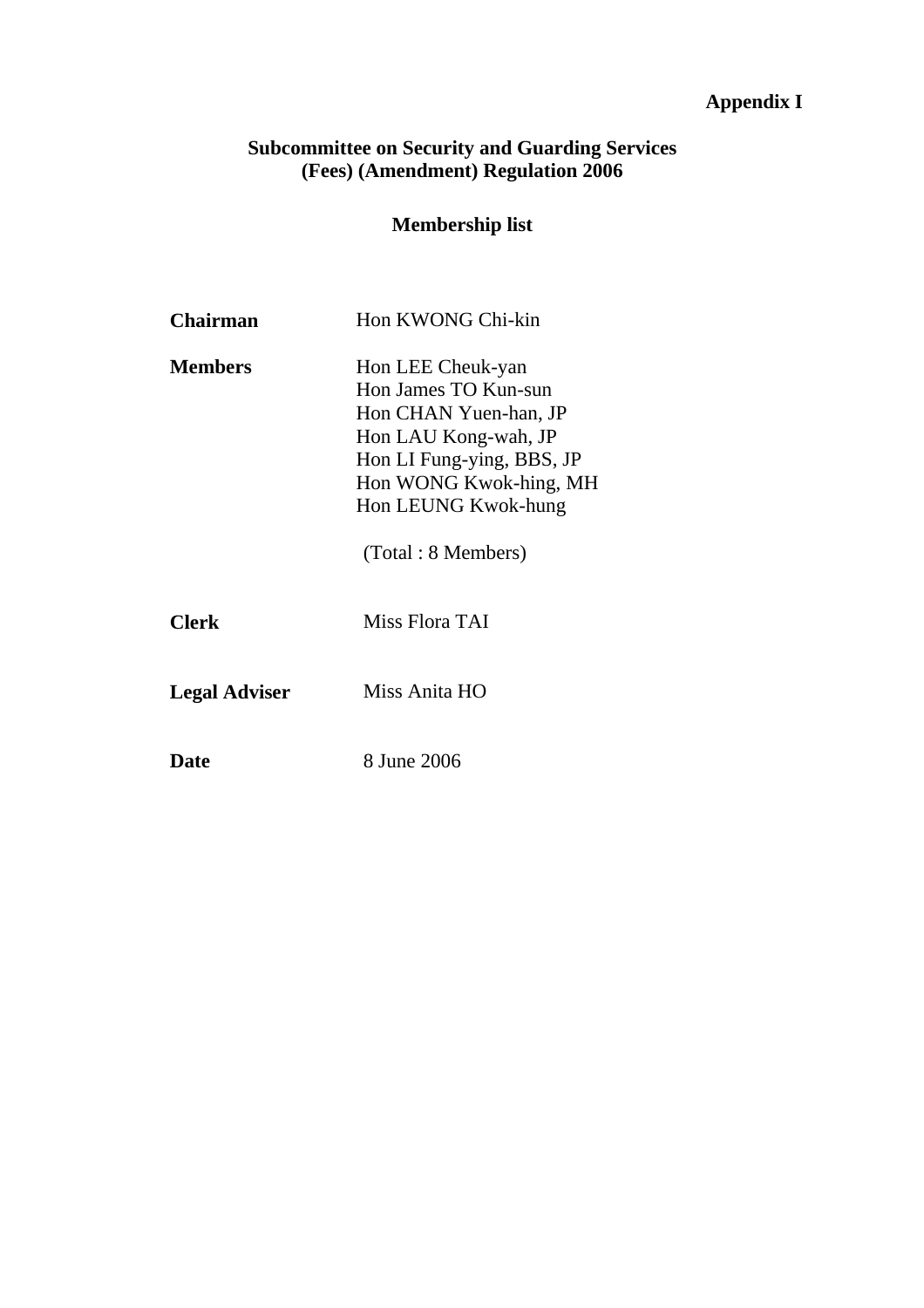**Appendix I**

## Subcommittee on Security and Guarding Services (Fees) (Amendment) Regulation 2006

### Membership list

| | |
|---|---|
| **Chairman** | Hon KWONG Chi-kin |
| **Members** | Hon LEE Cheuk-yan<br>Hon James TO Kun-sun<br>Hon CHAN Yuen-han, JP<br>Hon LAU Kong-wah, JP<br>Hon LI Fung-ying, BBS, JP<br>Hon WONG Kwok-hing, MH<br>Hon LEUNG Kwok-hung<br><br>(Total : 8 Members) |
| **Clerk** | Miss Flora TAI |
| **Legal Adviser** | Miss Anita HO |
| **Date** | 8 June 2006 |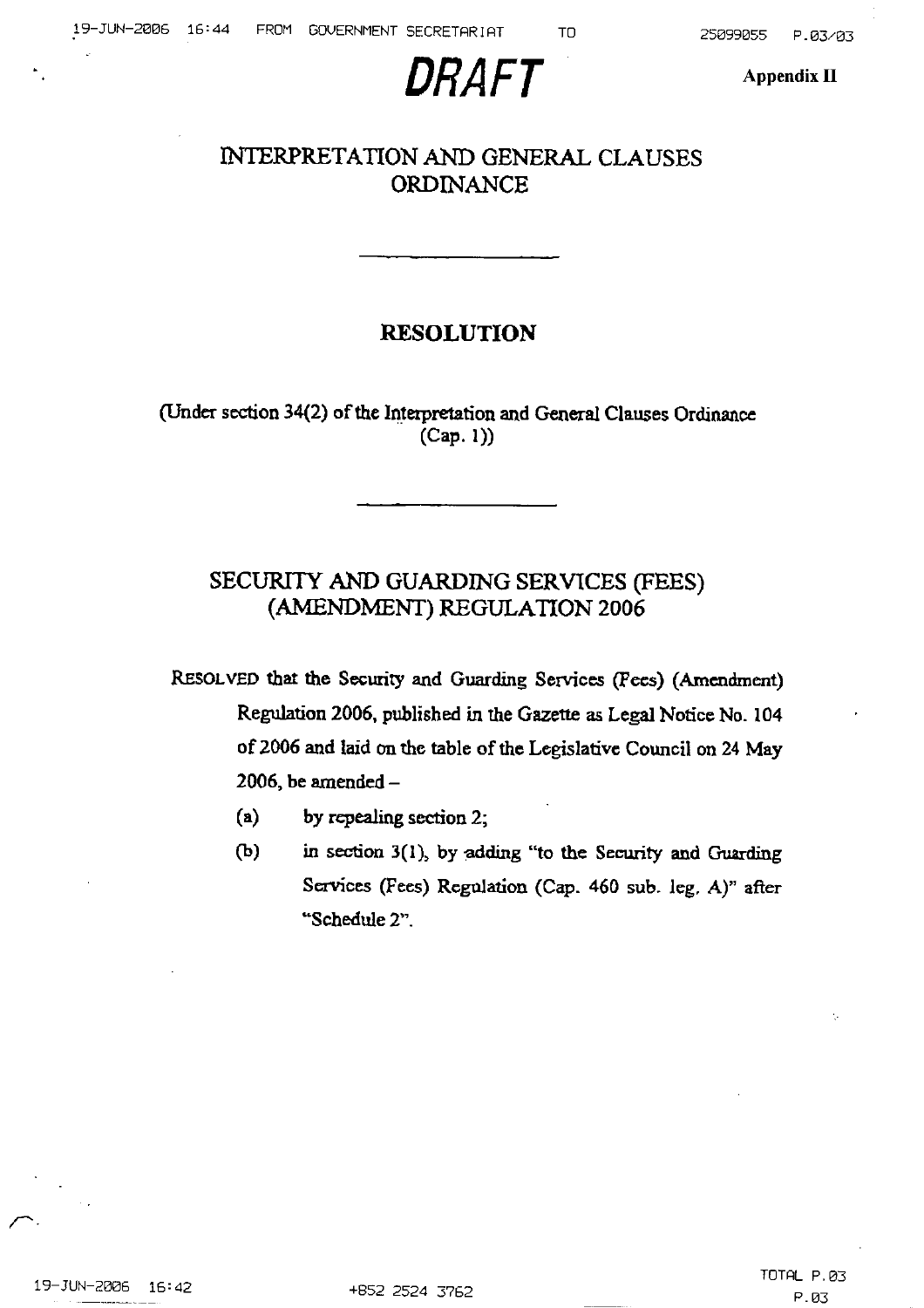**DRAFT**

**Appendix II**

# INTERPRETATION AND GENERAL CLAUSES ORDINANCE

---

## RESOLUTION

(Under section 34(2) of the Interpretation and General Clauses Ordinance (Cap. 1))

---

## SECURITY AND GUARDING SERVICES (FEES) (AMENDMENT) REGULATION 2006

RESOLVED that the Security and Guarding Services (Fees) (Amendment) Regulation 2006, published in the Gazette as Legal Notice No. 104 of 2006 and laid on the table of the Legislative Council on 24 May 2006, be amended –

(a) by repealing section 2;

(b) in section 3(1), by adding "to the Security and Guarding Services (Fees) Regulation (Cap. 460 sub. leg. A)" after "Schedule 2".